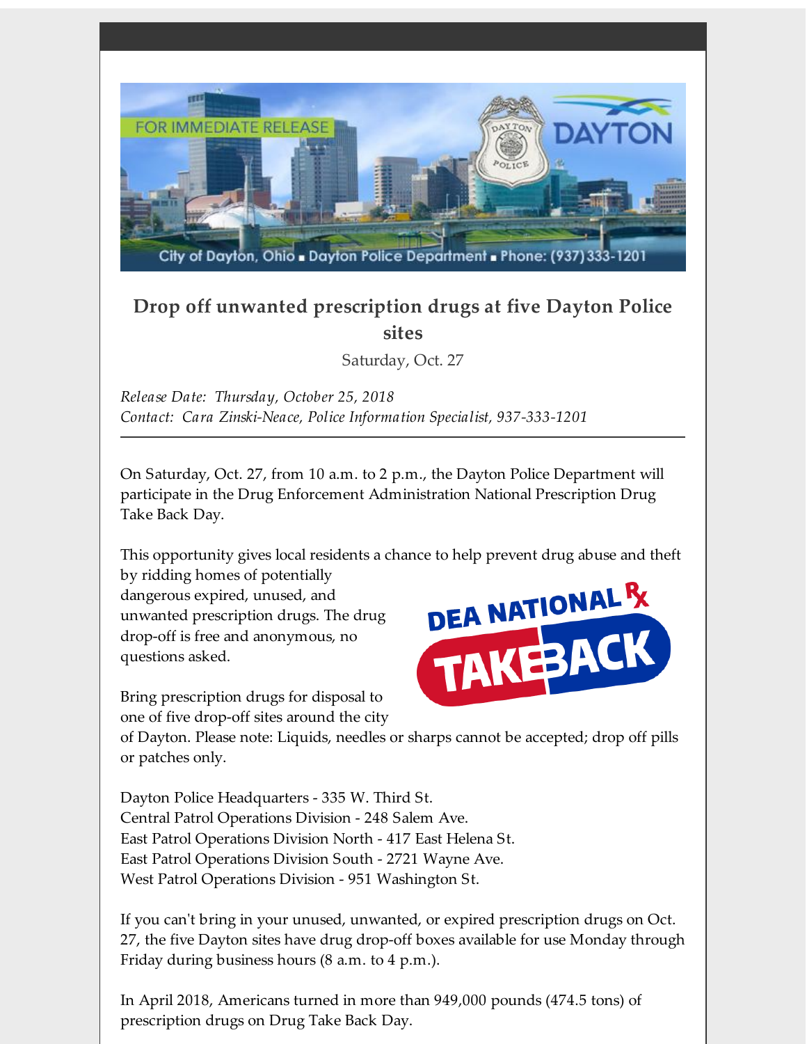FOR IMMEDIATE RELEASE

City of Dayton, Ohio ▪ Dayton Police Department ▪ Phone: (937)333-1201

## Drop off unwanted prescription drugs at five Dayton Police sites

Saturday, Oct. 27

*Release Date: Thursday, October 25, 2018*
*Contact: Cara Zinski-Neace, Police Information Specialist, 937-333-1201*

---

On Saturday, Oct. 27, from 10 a.m. to 2 p.m., the Dayton Police Department will participate in the Drug Enforcement Administration National Prescription Drug Take Back Day.

This opportunity gives local residents a chance to help prevent drug abuse and theft by ridding homes of potentially dangerous expired, unused, and unwanted prescription drugs. The drug drop-off is free and anonymous, no questions asked.

Bring prescription drugs for disposal to one of five drop-off sites around the city of Dayton. Please note: Liquids, needles or sharps cannot be accepted; drop off pills or patches only.

Dayton Police Headquarters - 335 W. Third St.
Central Patrol Operations Division - 248 Salem Ave.
East Patrol Operations Division North - 417 East Helena St.
East Patrol Operations Division South - 2721 Wayne Ave.
West Patrol Operations Division - 951 Washington St.

If you can't bring in your unused, unwanted, or expired prescription drugs on Oct. 27, the five Dayton sites have drug drop-off boxes available for use Monday through Friday during business hours (8 a.m. to 4 p.m.).

In April 2018, Americans turned in more than 949,000 pounds (474.5 tons) of prescription drugs on Drug Take Back Day.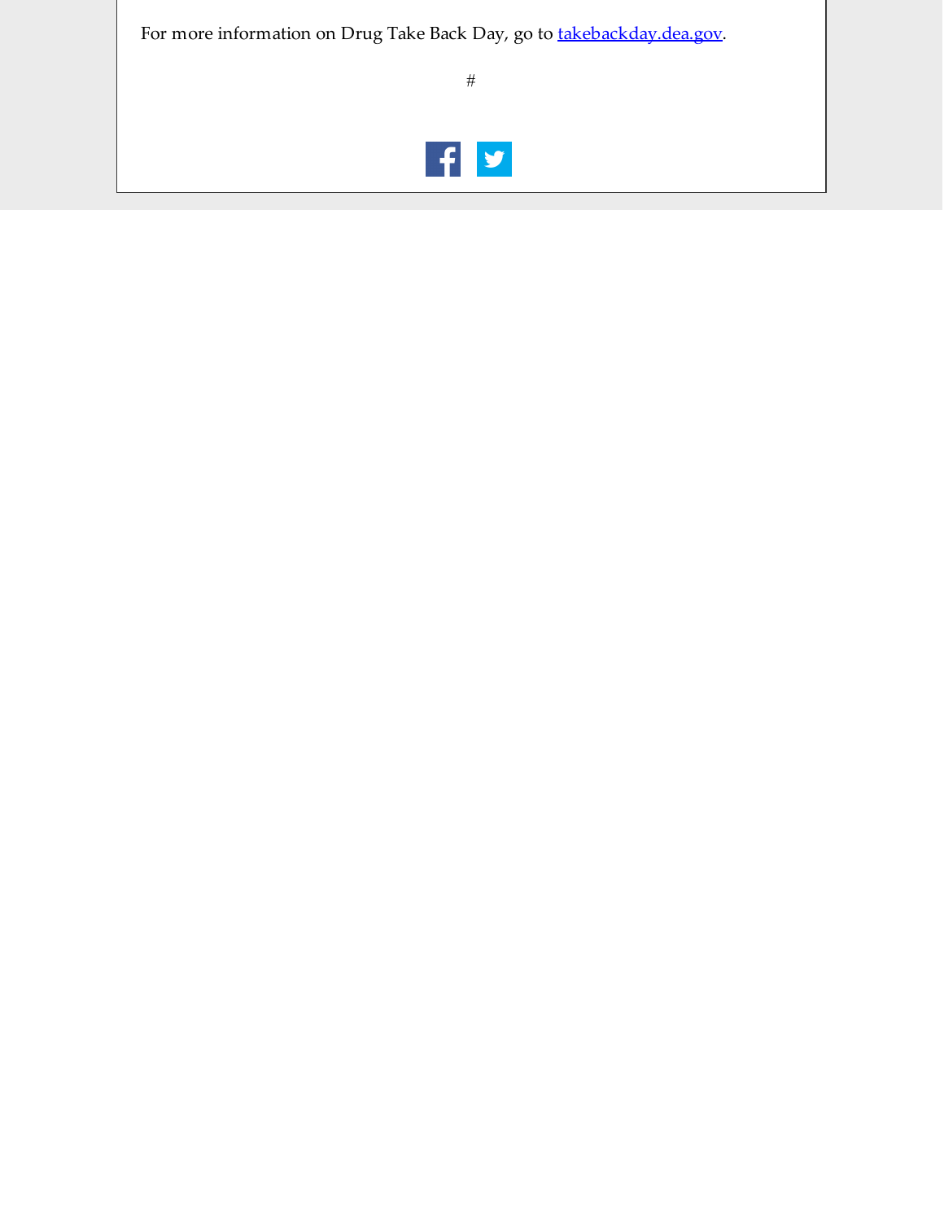For more information on Drug Take Back Day, go to takebackday.dea.gov.

#